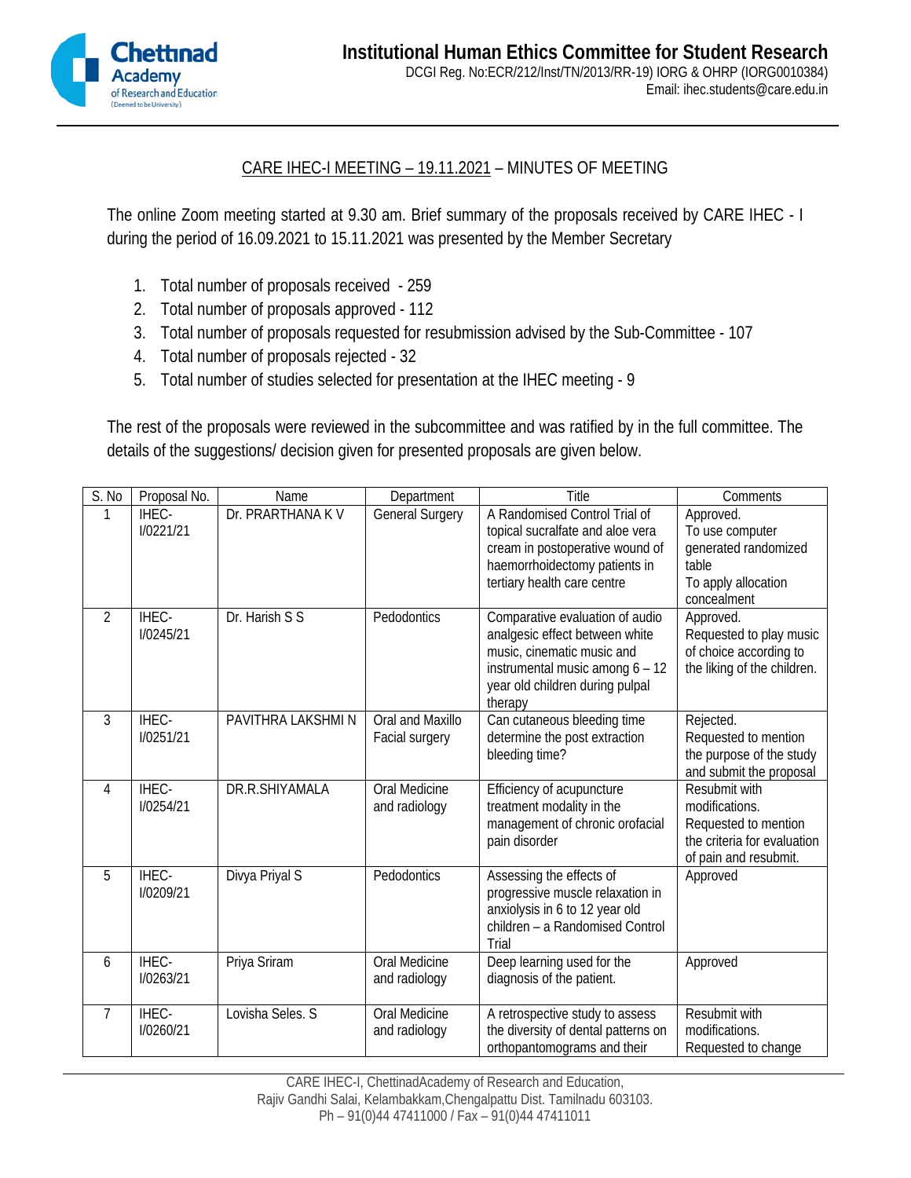# Institutional Human Ethics Committee for Student Research

DCGI Reg. No:ECR/212/Inst/TN/2013/RR-19) IORG & OHRP (IORG0010384)
Email: ihec.students@care.edu.in

## CARE IHEC-I MEETING – 19.11.2021 – MINUTES OF MEETING

The online Zoom meeting started at 9.30 am. Brief summary of the proposals received by CARE IHEC - I during the period of 16.09.2021 to 15.11.2021 was presented by the Member Secretary

1. Total number of proposals received - 259
2. Total number of proposals approved - 112
3. Total number of proposals requested for resubmission advised by the Sub-Committee - 107
4. Total number of proposals rejected - 32
5. Total number of studies selected for presentation at the IHEC meeting - 9

The rest of the proposals were reviewed in the subcommittee and was ratified by in the full committee. The details of the suggestions/ decision given for presented proposals are given below.

| S. No | Proposal No. | Name | Department | Title | Comments |
|---|---|---|---|---|---|
| 1 | IHEC-I/0221/21 | Dr. PRARTHANA K V | General Surgery | A Randomised Control Trial of topical sucralfate and aloe vera cream in postoperative wound of haemorrhoidectomy patients in tertiary health care centre | Approved. To use computer generated randomized table To apply allocation concealment |
| 2 | IHEC-I/0245/21 | Dr. Harish S S | Pedodontics | Comparative evaluation of audio analgesic effect between white music, cinematic music and instrumental music among 6 – 12 year old children during pulpal therapy | Approved. Requested to play music of choice according to the liking of the children. |
| 3 | IHEC-I/0251/21 | PAVITHRA LAKSHMI N | Oral and Maxillo Facial surgery | Can cutaneous bleeding time determine the post extraction bleeding time? | Rejected. Requested to mention the purpose of the study and submit the proposal |
| 4 | IHEC-I/0254/21 | DR.R.SHIYAMALA | Oral Medicine and radiology | Efficiency of acupuncture treatment modality in the management of chronic orofacial pain disorder | Resubmit with modifications. Requested to mention the criteria for evaluation of pain and resubmit. |
| 5 | IHEC-I/0209/21 | Divya Priyal S | Pedodontics | Assessing the effects of progressive muscle relaxation in anxiolysis in 6 to 12 year old children – a Randomised Control Trial | Approved |
| 6 | IHEC-I/0263/21 | Priya Sriram | Oral Medicine and radiology | Deep learning used for the diagnosis of the patient. | Approved |
| 7 | IHEC-I/0260/21 | Lovisha Seles. S | Oral Medicine and radiology | A retrospective study to assess the diversity of dental patterns on orthopantomograms and their | Resubmit with modifications. Requested to change |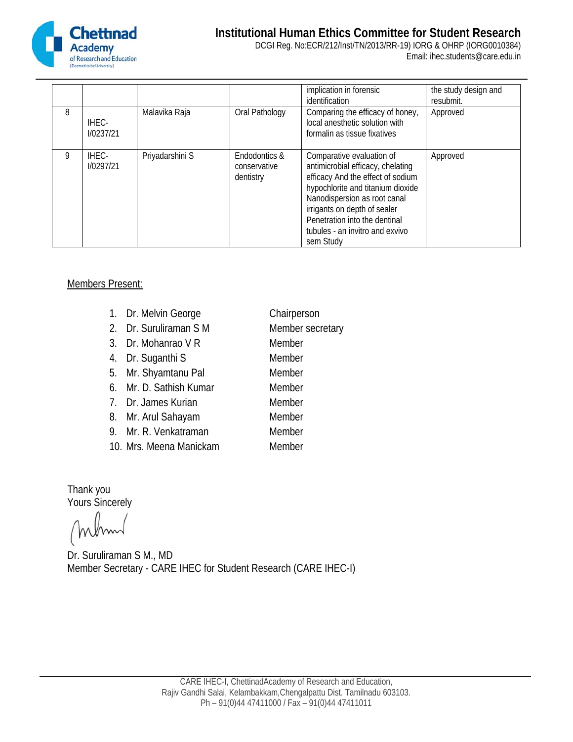| | | | | | |
|---|---|---|---|---|---|
| | | | | implication in forensic identification | the study design and resubmit. |
| 8 | IHEC-I/0237/21 | Malavika Raja | Oral Pathology | Comparing the efficacy of honey, local anesthetic solution with formalin as tissue fixatives | Approved |
| 9 | IHEC-I/0297/21 | Priyadarshini S | Endodontics & conservative dentistry | Comparative evaluation of antimicrobial efficacy, chelating efficacy And the effect of sodium hypochlorite and titanium dioxide Nanodispersion as root canal irrigants on depth of sealer Penetration into the dentinal tubules - an invitro and exvivo sem Study | Approved |

Members Present:

1. Dr. Melvin George — Chairperson
2. Dr. Suruliraman S M — Member secretary
3. Dr. Mohanrao V R — Member
4. Dr. Suganthi S — Member
5. Mr. Shyamtanu Pal — Member
6. Mr. D. Sathish Kumar — Member
7. Dr. James Kurian — Member
8. Mr. Arul Sahayam — Member
9. Mr. R. Venkatraman — Member
10. Mrs. Meena Manickam — Member

Thank you
Yours Sincerely

Dr. Suruliraman S M., MD
Member Secretary - CARE IHEC for Student Research (CARE IHEC-I)